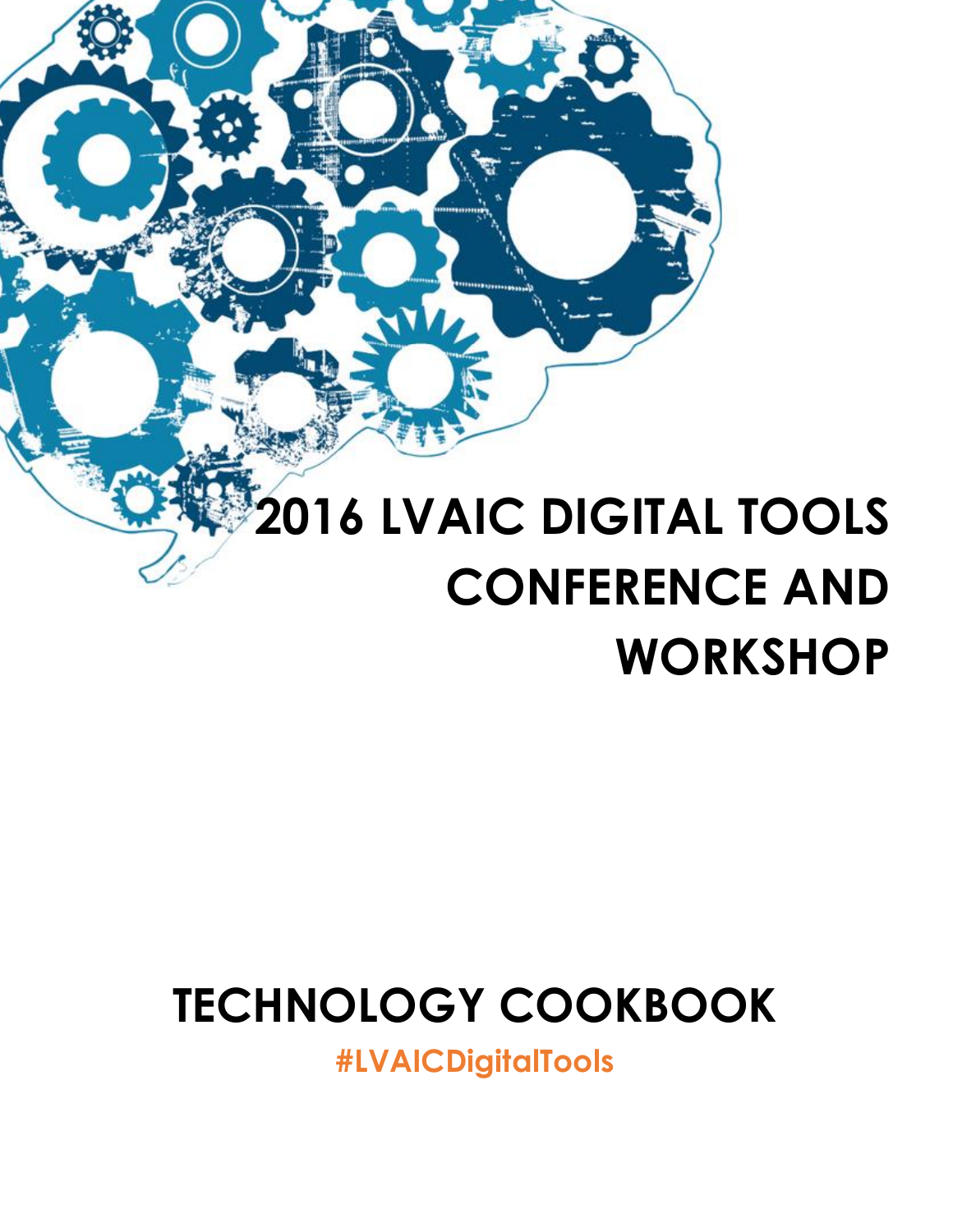# 2016 LVAIC DIGITAL TOOLS CONFERENCE AND WORKSHOP

## TECHNOLOGY COOKBOOK

**#LVAICDigitalTools**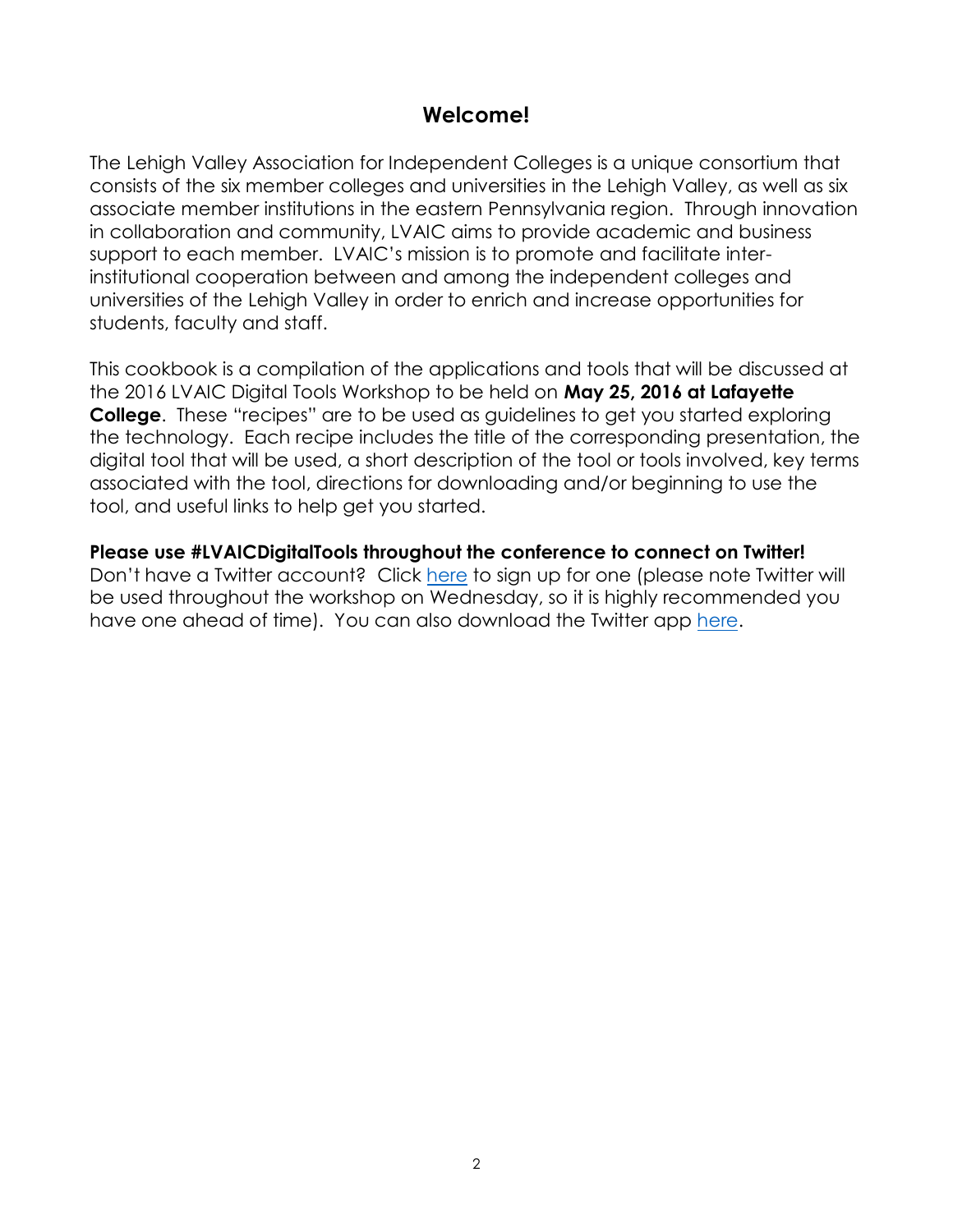## Welcome!

The Lehigh Valley Association for Independent Colleges is a unique consortium that consists of the six member colleges and universities in the Lehigh Valley, as well as six associate member institutions in the eastern Pennsylvania region. Through innovation in collaboration and community, LVAIC aims to provide academic and business support to each member. LVAIC's mission is to promote and facilitate inter-institutional cooperation between and among the independent colleges and universities of the Lehigh Valley in order to enrich and increase opportunities for students, faculty and staff.

This cookbook is a compilation of the applications and tools that will be discussed at the 2016 LVAIC Digital Tools Workshop to be held on **May 25, 2016 at Lafayette College**. These "recipes" are to be used as guidelines to get you started exploring the technology. Each recipe includes the title of the corresponding presentation, the digital tool that will be used, a short description of the tool or tools involved, key terms associated with the tool, directions for downloading and/or beginning to use the tool, and useful links to help get you started.

**Please use #LVAICDigitalTools throughout the conference to connect on Twitter!**
Don't have a Twitter account? Click here to sign up for one (please note Twitter will be used throughout the workshop on Wednesday, so it is highly recommended you have one ahead of time). You can also download the Twitter app here.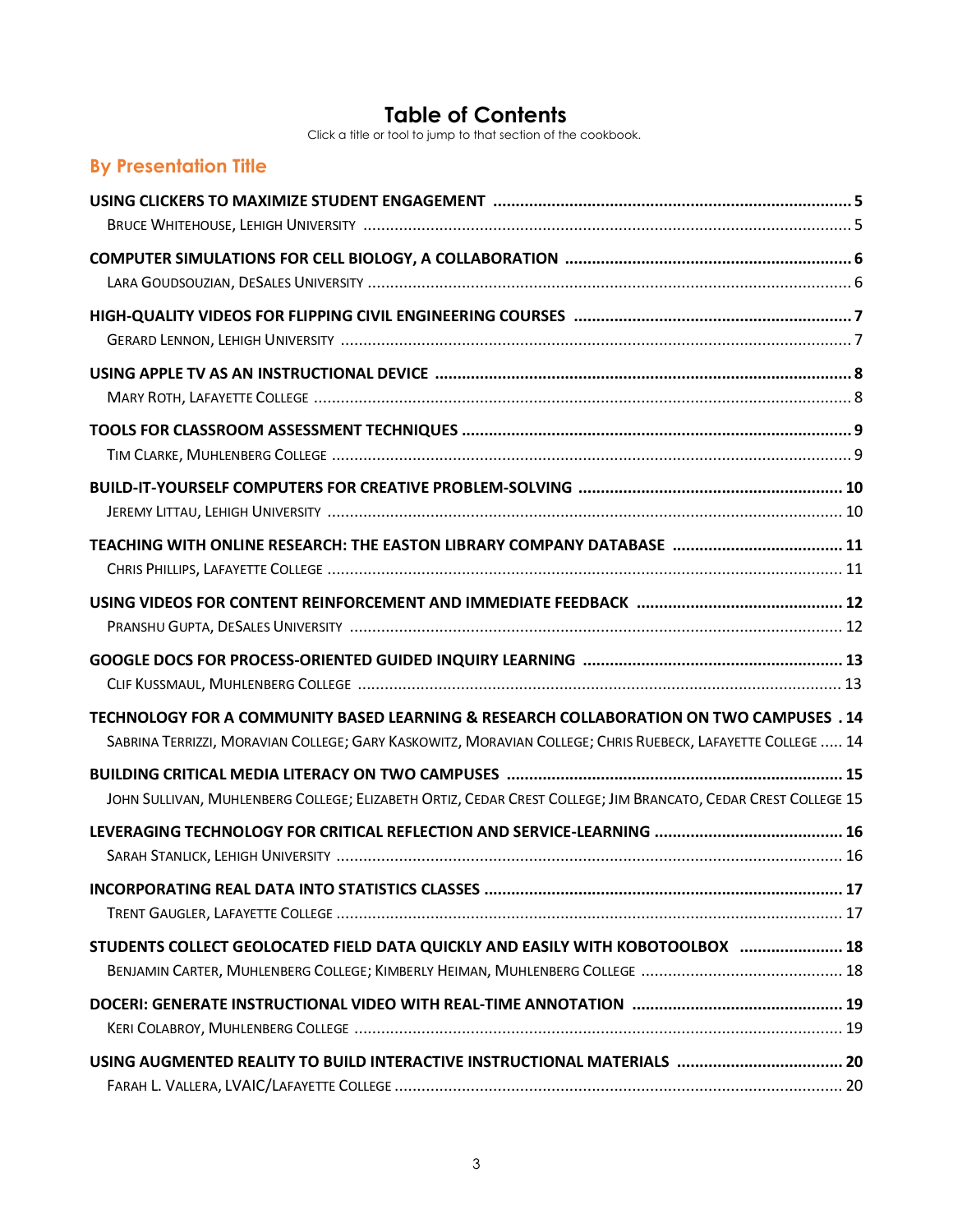# Table of Contents

Click a title or tool to jump to that section of the cookbook.

## By Presentation Title

**USING CLICKERS TO MAXIMIZE STUDENT ENGAGEMENT** ........ **5**
BRUCE WHITEHOUSE, LEHIGH UNIVERSITY ........ 5

**COMPUTER SIMULATIONS FOR CELL BIOLOGY, A COLLABORATION** ........ **6**
LARA GOUDSOUZIAN, DESALES UNIVERSITY ........ 6

**HIGH-QUALITY VIDEOS FOR FLIPPING CIVIL ENGINEERING COURSES** ........ **7**
GERARD LENNON, LEHIGH UNIVERSITY ........ 7

**USING APPLE TV AS AN INSTRUCTIONAL DEVICE** ........ **8**
MARY ROTH, LAFAYETTE COLLEGE ........ 8

**TOOLS FOR CLASSROOM ASSESSMENT TECHNIQUES** ........ **9**
TIM CLARKE, MUHLENBERG COLLEGE ........ 9

**BUILD-IT-YOURSELF COMPUTERS FOR CREATIVE PROBLEM-SOLVING** ........ **10**
JEREMY LITTAU, LEHIGH UNIVERSITY ........ 10

**TEACHING WITH ONLINE RESEARCH: THE EASTON LIBRARY COMPANY DATABASE** ........ **11**
CHRIS PHILLIPS, LAFAYETTE COLLEGE ........ 11

**USING VIDEOS FOR CONTENT REINFORCEMENT AND IMMEDIATE FEEDBACK** ........ **12**
PRANSHU GUPTA, DESALES UNIVERSITY ........ 12

**GOOGLE DOCS FOR PROCESS-ORIENTED GUIDED INQUIRY LEARNING** ........ **13**
CLIF KUSSMAUL, MUHLENBERG COLLEGE ........ 13

**TECHNOLOGY FOR A COMMUNITY BASED LEARNING & RESEARCH COLLABORATION ON TWO CAMPUSES** . **14**
SABRINA TERRIZZI, MORAVIAN COLLEGE; GARY KASKOWITZ, MORAVIAN COLLEGE; CHRIS RUEBECK, LAFAYETTE COLLEGE ..... 14

**BUILDING CRITICAL MEDIA LITERACY ON TWO CAMPUSES** ........ **15**
JOHN SULLIVAN, MUHLENBERG COLLEGE; ELIZABETH ORTIZ, CEDAR CREST COLLEGE; JIM BRANCATO, CEDAR CREST COLLEGE 15

**LEVERAGING TECHNOLOGY FOR CRITICAL REFLECTION AND SERVICE-LEARNING** ........ **16**
SARAH STANLICK, LEHIGH UNIVERSITY ........ 16

**INCORPORATING REAL DATA INTO STATISTICS CLASSES** ........ **17**
TRENT GAUGLER, LAFAYETTE COLLEGE ........ 17

**STUDENTS COLLECT GEOLOCATED FIELD DATA QUICKLY AND EASILY WITH KOBOTOOLBOX** ........ **18**
BENJAMIN CARTER, MUHLENBERG COLLEGE; KIMBERLY HEIMAN, MUHLENBERG COLLEGE ........ 18

**DOCERI: GENERATE INSTRUCTIONAL VIDEO WITH REAL-TIME ANNOTATION** ........ **19**
KERI COLABROY, MUHLENBERG COLLEGE ........ 19

**USING AUGMENTED REALITY TO BUILD INTERACTIVE INSTRUCTIONAL MATERIALS** ........ **20**
FARAH L. VALLERA, LVAIC/LAFAYETTE COLLEGE ........ 20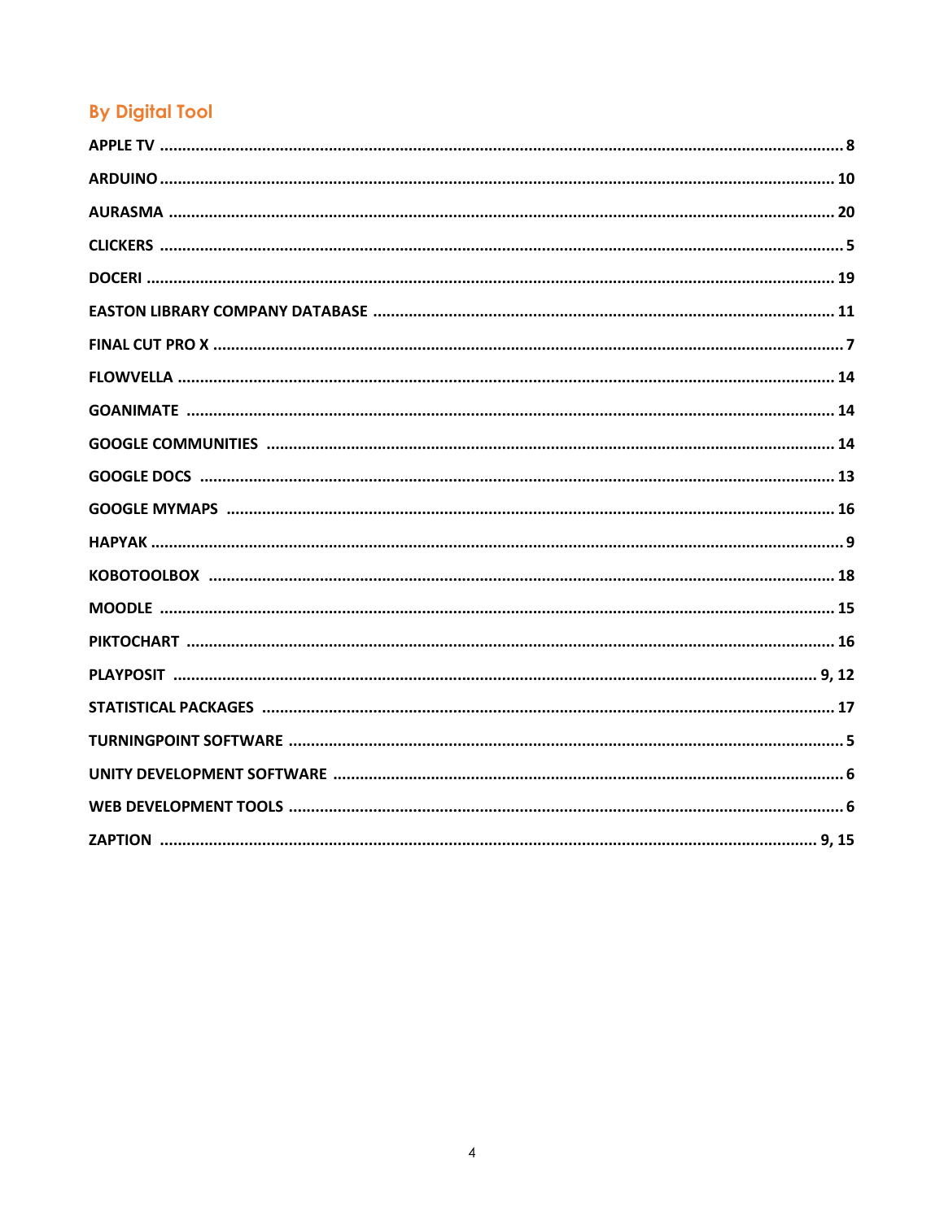## By Digital Tool

**APPLE TV** ........................................................................ **8**

**ARDUINO** ........................................................................ **10**

**AURASMA** ........................................................................ **20**

**CLICKERS** ........................................................................ **5**

**DOCERI** ........................................................................ **19**

**EASTON LIBRARY COMPANY DATABASE** ........................................................................ **11**

**FINAL CUT PRO X** ........................................................................ **7**

**FLOWVELLA** ........................................................................ **14**

**GOANIMATE** ........................................................................ **14**

**GOOGLE COMMUNITIES** ........................................................................ **14**

**GOOGLE DOCS** ........................................................................ **13**

**GOOGLE MYMAPS** ........................................................................ **16**

**HAPYAK** ........................................................................ **9**

**KOBOTOOLBOX** ........................................................................ **18**

**MOODLE** ........................................................................ **15**

**PIKTOCHART** ........................................................................ **16**

**PLAYPOSIT** ........................................................................ **9, 12**

**STATISTICAL PACKAGES** ........................................................................ **17**

**TURNINGPOINT SOFTWARE** ........................................................................ **5**

**UNITY DEVELOPMENT SOFTWARE** ........................................................................ **6**

**WEB DEVELOPMENT TOOLS** ........................................................................ **6**

**ZAPTION** ........................................................................ **9, 15**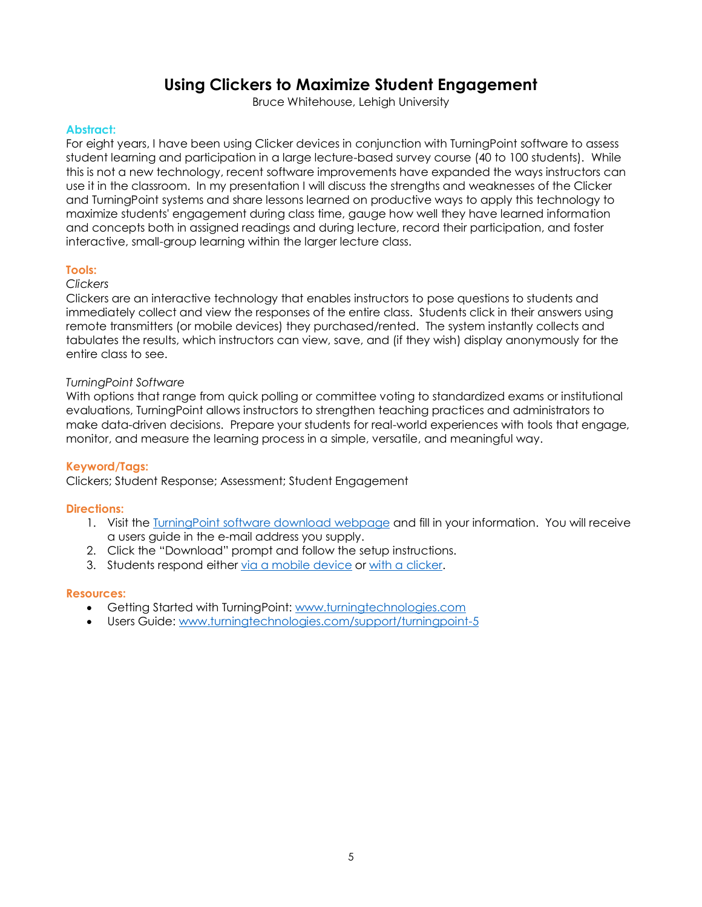# Using Clickers to Maximize Student Engagement

Bruce Whitehouse, Lehigh University

**Abstract:**

For eight years, I have been using Clicker devices in conjunction with TurningPoint software to assess student learning and participation in a large lecture-based survey course (40 to 100 students). While this is not a new technology, recent software improvements have expanded the ways instructors can use it in the classroom. In my presentation I will discuss the strengths and weaknesses of the Clicker and TurningPoint systems and share lessons learned on productive ways to apply this technology to maximize students' engagement during class time, gauge how well they have learned information and concepts both in assigned readings and during lecture, record their participation, and foster interactive, small-group learning within the larger lecture class.

**Tools:**

*Clickers*

Clickers are an interactive technology that enables instructors to pose questions to students and immediately collect and view the responses of the entire class. Students click in their answers using remote transmitters (or mobile devices) they purchased/rented. The system instantly collects and tabulates the results, which instructors can view, save, and (if they wish) display anonymously for the entire class to see.

*TurningPoint Software*

With options that range from quick polling or committee voting to standardized exams or institutional evaluations, TurningPoint allows instructors to strengthen teaching practices and administrators to make data-driven decisions. Prepare your students for real-world experiences with tools that engage, monitor, and measure the learning process in a simple, versatile, and meaningful way.

**Keyword/Tags:**

Clickers; Student Response; Assessment; Student Engagement

**Directions:**

1. Visit the TurningPoint software download webpage and fill in your information. You will receive a users guide in the e-mail address you supply.
2. Click the "Download" prompt and follow the setup instructions.
3. Students respond either via a mobile device or with a clicker.

**Resources:**

- Getting Started with TurningPoint: www.turningtechnologies.com
- Users Guide: www.turningtechnologies.com/support/turningpoint-5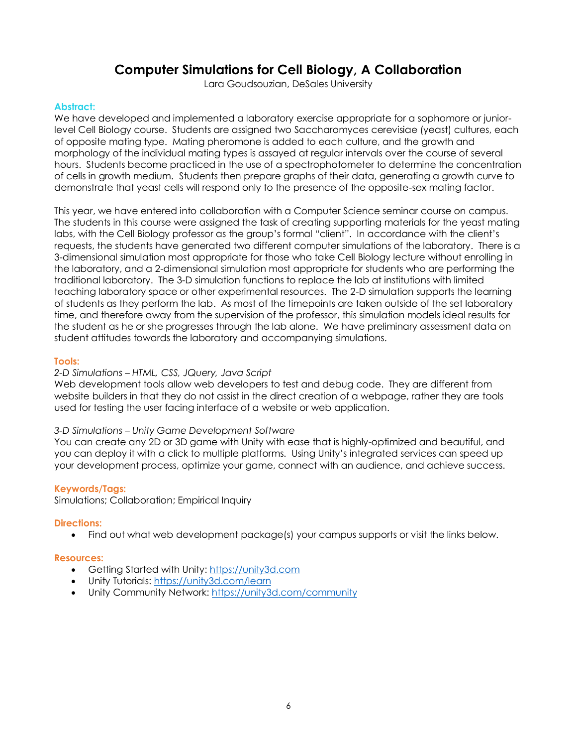# Computer Simulations for Cell Biology, A Collaboration

Lara Goudsouzian, DeSales University

### Abstract:

We have developed and implemented a laboratory exercise appropriate for a sophomore or junior-level Cell Biology course. Students are assigned two Saccharomyces cerevisiae (yeast) cultures, each of opposite mating type. Mating pheromone is added to each culture, and the growth and morphology of the individual mating types is assayed at regular intervals over the course of several hours. Students become practiced in the use of a spectrophotometer to determine the concentration of cells in growth medium. Students then prepare graphs of their data, generating a growth curve to demonstrate that yeast cells will respond only to the presence of the opposite-sex mating factor.

This year, we have entered into collaboration with a Computer Science seminar course on campus. The students in this course were assigned the task of creating supporting materials for the yeast mating labs, with the Cell Biology professor as the group's formal "client". In accordance with the client's requests, the students have generated two different computer simulations of the laboratory. There is a 3-dimensional simulation most appropriate for those who take Cell Biology lecture without enrolling in the laboratory, and a 2-dimensional simulation most appropriate for students who are performing the traditional laboratory. The 3-D simulation functions to replace the lab at institutions with limited teaching laboratory space or other experimental resources. The 2-D simulation supports the learning of students as they perform the lab. As most of the timepoints are taken outside of the set laboratory time, and therefore away from the supervision of the professor, this simulation models ideal results for the student as he or she progresses through the lab alone. We have preliminary assessment data on student attitudes towards the laboratory and accompanying simulations.

### Tools:

*2-D Simulations – HTML, CSS, JQuery, Java Script*

Web development tools allow web developers to test and debug code. They are different from website builders in that they do not assist in the direct creation of a webpage, rather they are tools used for testing the user facing interface of a website or web application.

*3-D Simulations – Unity Game Development Software*

You can create any 2D or 3D game with Unity with ease that is highly-optimized and beautiful, and you can deploy it with a click to multiple platforms. Using Unity's integrated services can speed up your development process, optimize your game, connect with an audience, and achieve success.

### Keywords/Tags:

Simulations; Collaboration; Empirical Inquiry

### Directions:

- Find out what web development package(s) your campus supports or visit the links below.

### Resources:

- Getting Started with Unity: https://unity3d.com
- Unity Tutorials: https://unity3d.com/learn
- Unity Community Network: https://unity3d.com/community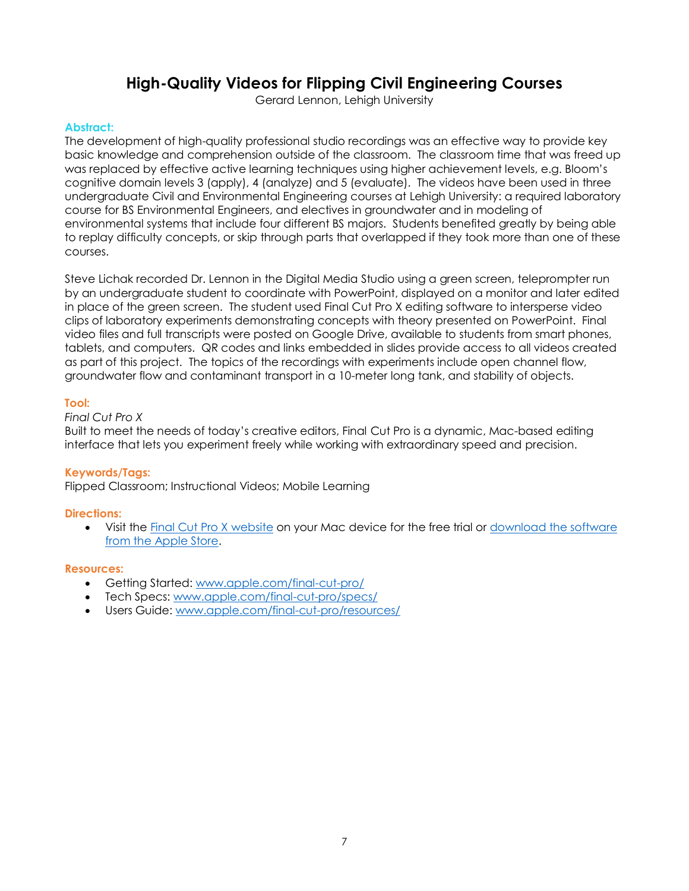# High-Quality Videos for Flipping Civil Engineering Courses

Gerard Lennon, Lehigh University

### Abstract:

The development of high-quality professional studio recordings was an effective way to provide key basic knowledge and comprehension outside of the classroom. The classroom time that was freed up was replaced by effective active learning techniques using higher achievement levels, e.g. Bloom's cognitive domain levels 3 (apply), 4 (analyze) and 5 (evaluate). The videos have been used in three undergraduate Civil and Environmental Engineering courses at Lehigh University: a required laboratory course for BS Environmental Engineers, and electives in groundwater and in modeling of environmental systems that include four different BS majors. Students benefited greatly by being able to replay difficulty concepts, or skip through parts that overlapped if they took more than one of these courses.

Steve Lichak recorded Dr. Lennon in the Digital Media Studio using a green screen, teleprompter run by an undergraduate student to coordinate with PowerPoint, displayed on a monitor and later edited in place of the green screen. The student used Final Cut Pro X editing software to intersperse video clips of laboratory experiments demonstrating concepts with theory presented on PowerPoint. Final video files and full transcripts were posted on Google Drive, available to students from smart phones, tablets, and computers. QR codes and links embedded in slides provide access to all videos created as part of this project. The topics of the recordings with experiments include open channel flow, groundwater flow and contaminant transport in a 10-meter long tank, and stability of objects.

### Tool:

*Final Cut Pro X*

Built to meet the needs of today's creative editors, Final Cut Pro is a dynamic, Mac-based editing interface that lets you experiment freely while working with extraordinary speed and precision.

### Keywords/Tags:

Flipped Classroom; Instructional Videos; Mobile Learning

### Directions:

- Visit the Final Cut Pro X website on your Mac device for the free trial or download the software from the Apple Store.

### Resources:

- Getting Started: www.apple.com/final-cut-pro/
- Tech Specs: www.apple.com/final-cut-pro/specs/
- Users Guide: www.apple.com/final-cut-pro/resources/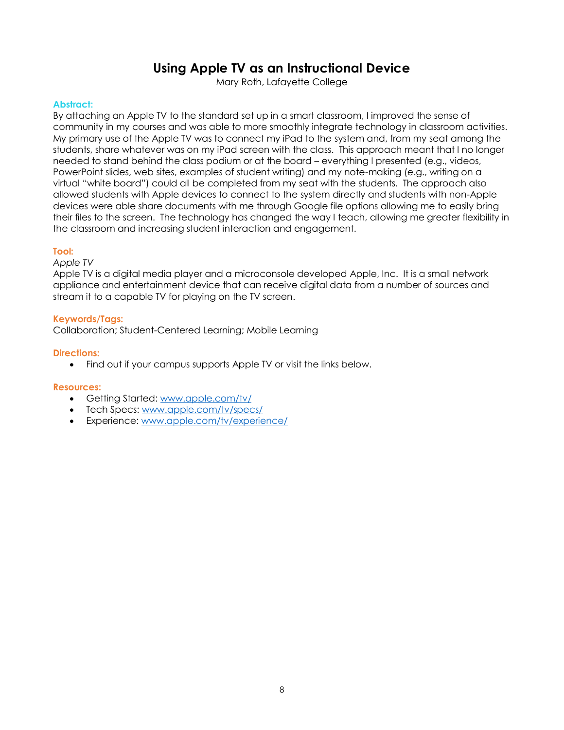# Using Apple TV as an Instructional Device

Mary Roth, Lafayette College

**Abstract:**

By attaching an Apple TV to the standard set up in a smart classroom, I improved the sense of community in my courses and was able to more smoothly integrate technology in classroom activities. My primary use of the Apple TV was to connect my iPad to the system and, from my seat among the students, share whatever was on my iPad screen with the class. This approach meant that I no longer needed to stand behind the class podium or at the board – everything I presented (e.g., videos, PowerPoint slides, web sites, examples of student writing) and my note-making (e.g., writing on a virtual "white board") could all be completed from my seat with the students. The approach also allowed students with Apple devices to connect to the system directly and students with non-Apple devices were able share documents with me through Google file options allowing me to easily bring their files to the screen. The technology has changed the way I teach, allowing me greater flexibility in the classroom and increasing student interaction and engagement.

**Tool:**

*Apple TV*

Apple TV is a digital media player and a microconsole developed Apple, Inc. It is a small network appliance and entertainment device that can receive digital data from a number of sources and stream it to a capable TV for playing on the TV screen.

**Keywords/Tags:**

Collaboration; Student-Centered Learning; Mobile Learning

**Directions:**

- Find out if your campus supports Apple TV or visit the links below.

**Resources:**

- Getting Started: [www.apple.com/tv/](www.apple.com/tv/)
- Tech Specs: [www.apple.com/tv/specs/](www.apple.com/tv/specs/)
- Experience: [www.apple.com/tv/experience/](www.apple.com/tv/experience/)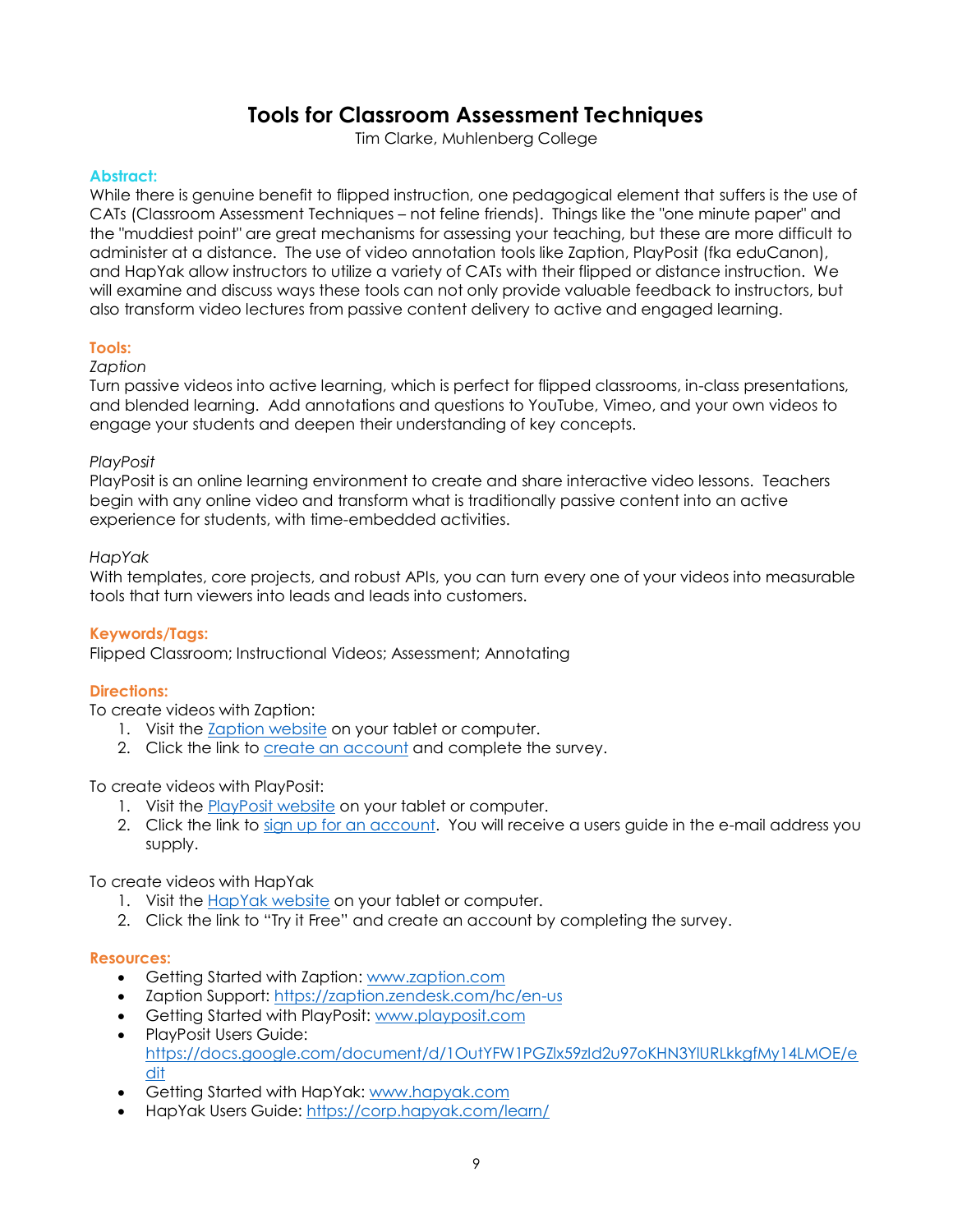# Tools for Classroom Assessment Techniques

Tim Clarke, Muhlenberg College

**Abstract:**

While there is genuine benefit to flipped instruction, one pedagogical element that suffers is the use of CATs (Classroom Assessment Techniques – not feline friends). Things like the "one minute paper" and the "muddiest point" are great mechanisms for assessing your teaching, but these are more difficult to administer at a distance. The use of video annotation tools like Zaption, PlayPosit (fka eduCanon), and HapYak allow instructors to utilize a variety of CATs with their flipped or distance instruction. We will examine and discuss ways these tools can not only provide valuable feedback to instructors, but also transform video lectures from passive content delivery to active and engaged learning.

**Tools:**

*Zaption*

Turn passive videos into active learning, which is perfect for flipped classrooms, in-class presentations, and blended learning. Add annotations and questions to YouTube, Vimeo, and your own videos to engage your students and deepen their understanding of key concepts.

*PlayPosit*

PlayPosit is an online learning environment to create and share interactive video lessons. Teachers begin with any online video and transform what is traditionally passive content into an active experience for students, with time-embedded activities.

*HapYak*

With templates, core projects, and robust APIs, you can turn every one of your videos into measurable tools that turn viewers into leads and leads into customers.

**Keywords/Tags:**

Flipped Classroom; Instructional Videos; Assessment; Annotating

**Directions:**

To create videos with Zaption:

1. Visit the Zaption website on your tablet or computer.
2. Click the link to create an account and complete the survey.

To create videos with PlayPosit:

1. Visit the PlayPosit website on your tablet or computer.
2. Click the link to sign up for an account. You will receive a users guide in the e-mail address you supply.

To create videos with HapYak

1. Visit the HapYak website on your tablet or computer.
2. Click the link to "Try it Free" and create an account by completing the survey.

**Resources:**

- Getting Started with Zaption: www.zaption.com
- Zaption Support: https://zaption.zendesk.com/hc/en-us
- Getting Started with PlayPosit: www.playposit.com
- PlayPosit Users Guide: https://docs.google.com/document/d/1OutYFW1PGZlx59zId2u97oKHN3YlURLkkgfMy14LMOE/edit
- Getting Started with HapYak: www.hapyak.com
- HapYak Users Guide: https://corp.hapyak.com/learn/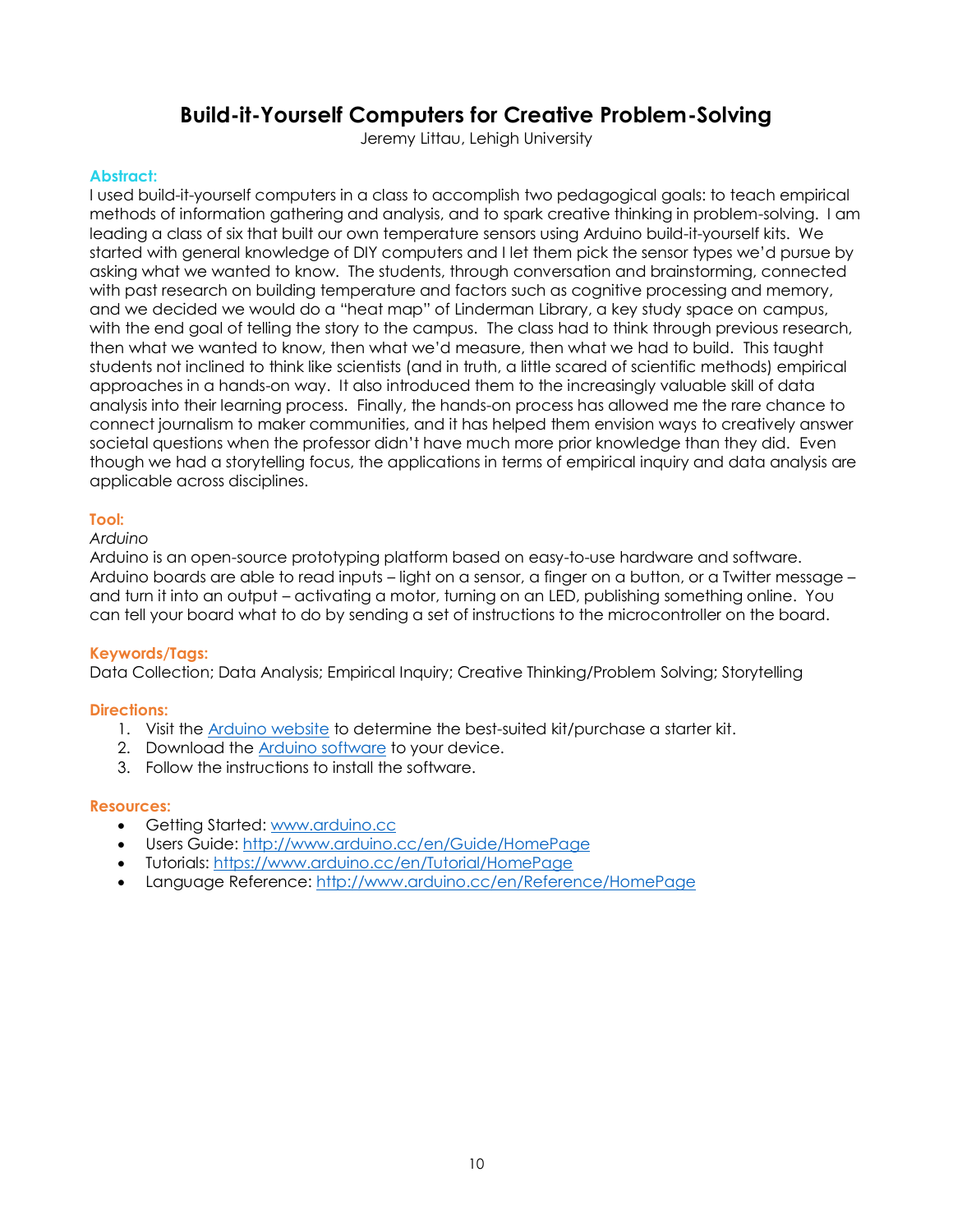# Build-it-Yourself Computers for Creative Problem-Solving

Jeremy Littau, Lehigh University

### Abstract:

I used build-it-yourself computers in a class to accomplish two pedagogical goals: to teach empirical methods of information gathering and analysis, and to spark creative thinking in problem-solving. I am leading a class of six that built our own temperature sensors using Arduino build-it-yourself kits. We started with general knowledge of DIY computers and I let them pick the sensor types we'd pursue by asking what we wanted to know. The students, through conversation and brainstorming, connected with past research on building temperature and factors such as cognitive processing and memory, and we decided we would do a "heat map" of Linderman Library, a key study space on campus, with the end goal of telling the story to the campus. The class had to think through previous research, then what we wanted to know, then what we'd measure, then what we had to build. This taught students not inclined to think like scientists (and in truth, a little scared of scientific methods) empirical approaches in a hands-on way. It also introduced them to the increasingly valuable skill of data analysis into their learning process. Finally, the hands-on process has allowed me the rare chance to connect journalism to maker communities, and it has helped them envision ways to creatively answer societal questions when the professor didn't have much more prior knowledge than they did. Even though we had a storytelling focus, the applications in terms of empirical inquiry and data analysis are applicable across disciplines.

### Tool:

*Arduino*

Arduino is an open-source prototyping platform based on easy-to-use hardware and software. Arduino boards are able to read inputs – light on a sensor, a finger on a button, or a Twitter message – and turn it into an output – activating a motor, turning on an LED, publishing something online. You can tell your board what to do by sending a set of instructions to the microcontroller on the board.

### Keywords/Tags:

Data Collection; Data Analysis; Empirical Inquiry; Creative Thinking/Problem Solving; Storytelling

### Directions:

1. Visit the Arduino website to determine the best-suited kit/purchase a starter kit.
2. Download the Arduino software to your device.
3. Follow the instructions to install the software.

### Resources:

- Getting Started: www.arduino.cc
- Users Guide: http://www.arduino.cc/en/Guide/HomePage
- Tutorials: https://www.arduino.cc/en/Tutorial/HomePage
- Language Reference: http://www.arduino.cc/en/Reference/HomePage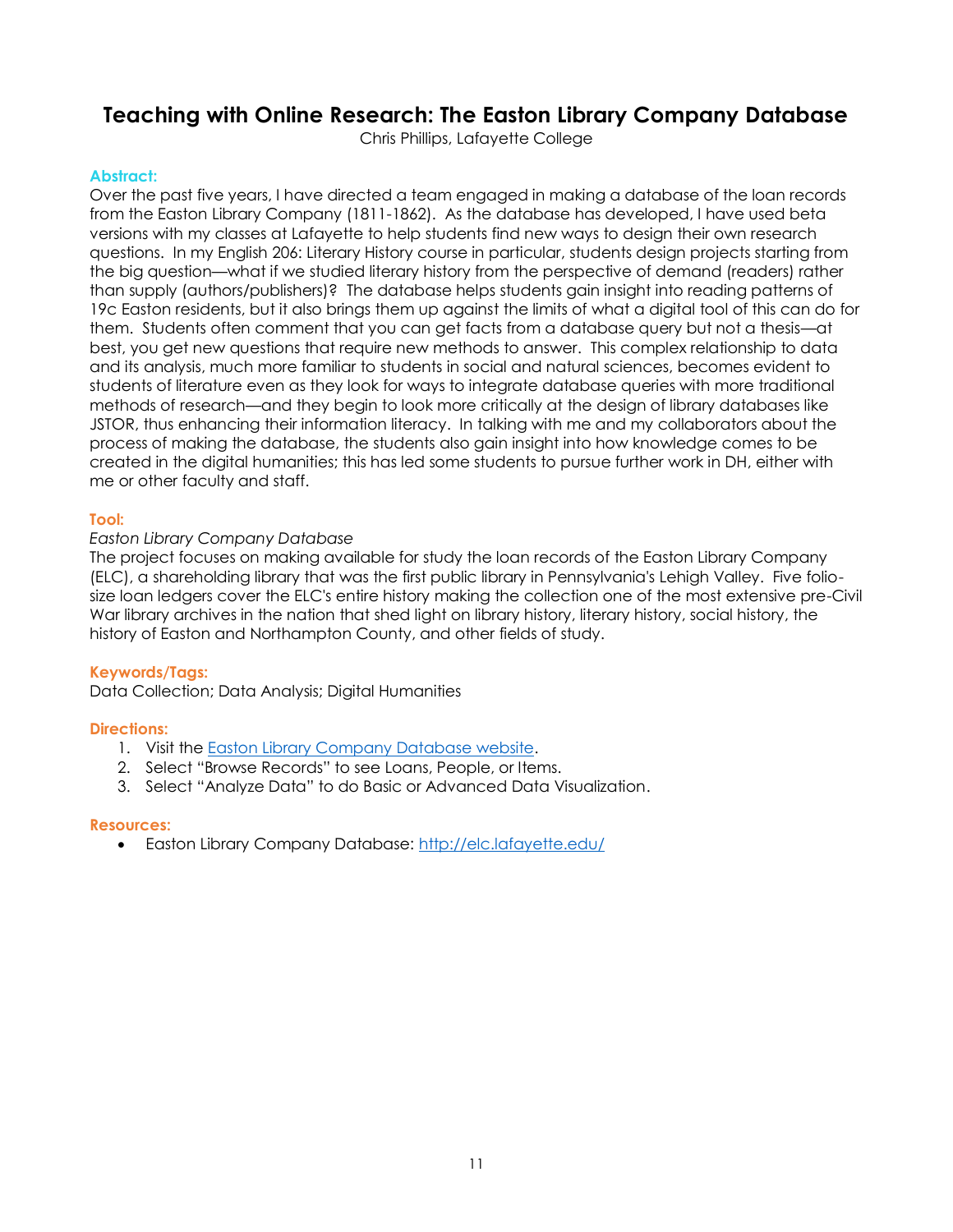# Teaching with Online Research: The Easton Library Company Database

Chris Phillips, Lafayette College

### Abstract:

Over the past five years, I have directed a team engaged in making a database of the loan records from the Easton Library Company (1811-1862). As the database has developed, I have used beta versions with my classes at Lafayette to help students find new ways to design their own research questions. In my English 206: Literary History course in particular, students design projects starting from the big question—what if we studied literary history from the perspective of demand (readers) rather than supply (authors/publishers)? The database helps students gain insight into reading patterns of 19c Easton residents, but it also brings them up against the limits of what a digital tool of this can do for them. Students often comment that you can get facts from a database query but not a thesis—at best, you get new questions that require new methods to answer. This complex relationship to data and its analysis, much more familiar to students in social and natural sciences, becomes evident to students of literature even as they look for ways to integrate database queries with more traditional methods of research—and they begin to look more critically at the design of library databases like JSTOR, thus enhancing their information literacy. In talking with me and my collaborators about the process of making the database, the students also gain insight into how knowledge comes to be created in the digital humanities; this has led some students to pursue further work in DH, either with me or other faculty and staff.

### Tool:

*Easton Library Company Database*

The project focuses on making available for study the loan records of the Easton Library Company (ELC), a shareholding library that was the first public library in Pennsylvania's Lehigh Valley. Five folio-size loan ledgers cover the ELC's entire history making the collection one of the most extensive pre-Civil War library archives in the nation that shed light on library history, literary history, social history, the history of Easton and Northampton County, and other fields of study.

### Keywords/Tags:

Data Collection; Data Analysis; Digital Humanities

### Directions:

1. Visit the [Easton Library Company Database website](http://elc.lafayette.edu/).
2. Select "Browse Records" to see Loans, People, or Items.
3. Select "Analyze Data" to do Basic or Advanced Data Visualization.

### Resources:

- Easton Library Company Database: [http://elc.lafayette.edu/](http://elc.lafayette.edu/)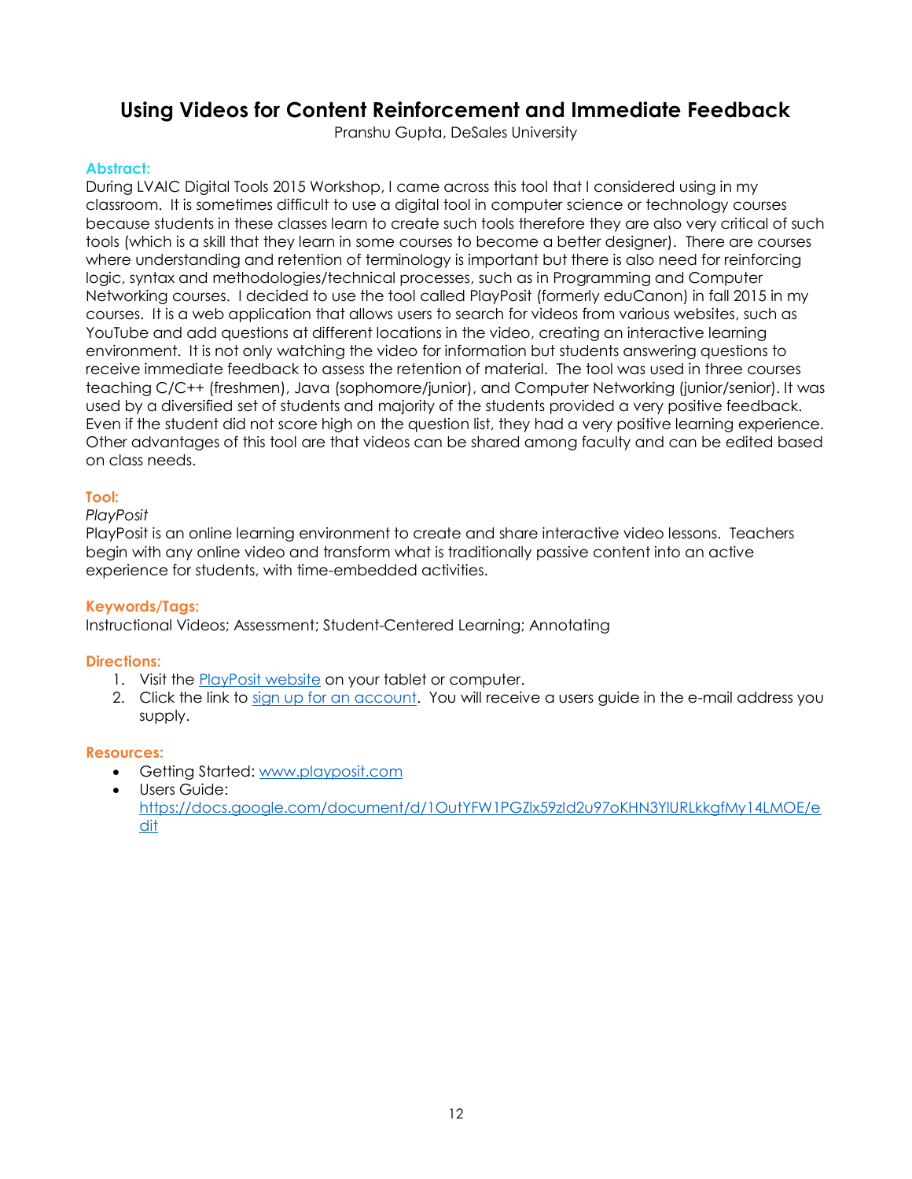# Using Videos for Content Reinforcement and Immediate Feedback

Pranshu Gupta, DeSales University

**Abstract:**

During LVAIC Digital Tools 2015 Workshop, I came across this tool that I considered using in my classroom. It is sometimes difficult to use a digital tool in computer science or technology courses because students in these classes learn to create such tools therefore they are also very critical of such tools (which is a skill that they learn in some courses to become a better designer). There are courses where understanding and retention of terminology is important but there is also need for reinforcing logic, syntax and methodologies/technical processes, such as in Programming and Computer Networking courses. I decided to use the tool called PlayPosit (formerly eduCanon) in fall 2015 in my courses. It is a web application that allows users to search for videos from various websites, such as YouTube and add questions at different locations in the video, creating an interactive learning environment. It is not only watching the video for information but students answering questions to receive immediate feedback to assess the retention of material. The tool was used in three courses teaching C/C++ (freshmen), Java (sophomore/junior), and Computer Networking (junior/senior). It was used by a diversified set of students and majority of the students provided a very positive feedback. Even if the student did not score high on the question list, they had a very positive learning experience. Other advantages of this tool are that videos can be shared among faculty and can be edited based on class needs.

**Tool:**

*PlayPosit*

PlayPosit is an online learning environment to create and share interactive video lessons. Teachers begin with any online video and transform what is traditionally passive content into an active experience for students, with time-embedded activities.

**Keywords/Tags:**

Instructional Videos; Assessment; Student-Centered Learning; Annotating

**Directions:**

1. Visit the PlayPosit website on your tablet or computer.
2. Click the link to sign up for an account. You will receive a users guide in the e-mail address you supply.

**Resources:**

- Getting Started: www.playposit.com
- Users Guide: https://docs.google.com/document/d/1OutYFW1PGZlx59zId2u97oKHN3YlURLkkgfMy14LMOE/edit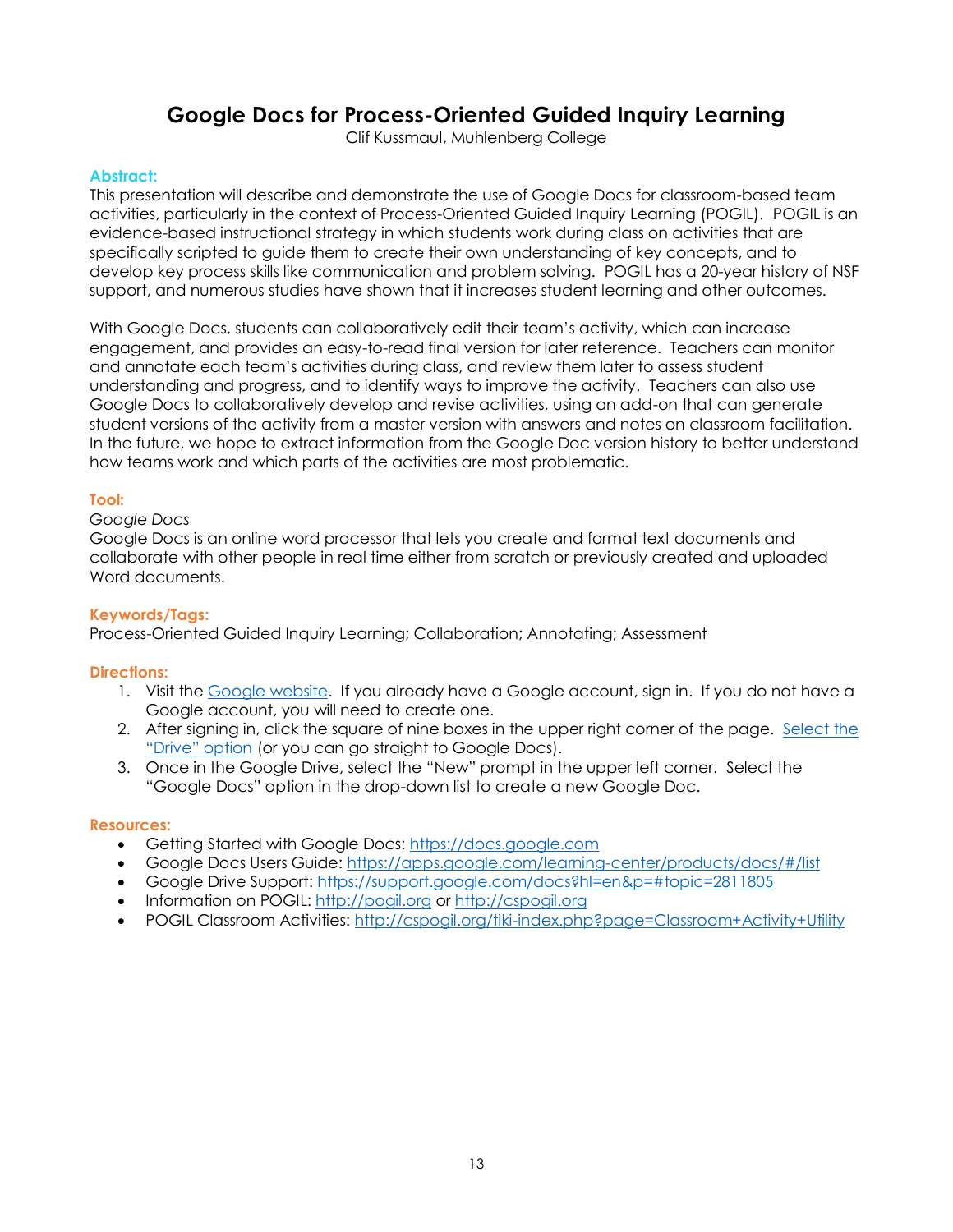# Google Docs for Process-Oriented Guided Inquiry Learning

Clif Kussmaul, Muhlenberg College

### Abstract:

This presentation will describe and demonstrate the use of Google Docs for classroom-based team activities, particularly in the context of Process-Oriented Guided Inquiry Learning (POGIL). POGIL is an evidence-based instructional strategy in which students work during class on activities that are specifically scripted to guide them to create their own understanding of key concepts, and to develop key process skills like communication and problem solving. POGIL has a 20-year history of NSF support, and numerous studies have shown that it increases student learning and other outcomes.

With Google Docs, students can collaboratively edit their team's activity, which can increase engagement, and provides an easy-to-read final version for later reference. Teachers can monitor and annotate each team's activities during class, and review them later to assess student understanding and progress, and to identify ways to improve the activity. Teachers can also use Google Docs to collaboratively develop and revise activities, using an add-on that can generate student versions of the activity from a master version with answers and notes on classroom facilitation. In the future, we hope to extract information from the Google Doc version history to better understand how teams work and which parts of the activities are most problematic.

### Tool:

*Google Docs*

Google Docs is an online word processor that lets you create and format text documents and collaborate with other people in real time either from scratch or previously created and uploaded Word documents.

### Keywords/Tags:

Process-Oriented Guided Inquiry Learning; Collaboration; Annotating; Assessment

### Directions:

1. Visit the Google website. If you already have a Google account, sign in. If you do not have a Google account, you will need to create one.
2. After signing in, click the square of nine boxes in the upper right corner of the page. Select the "Drive" option (or you can go straight to Google Docs).
3. Once in the Google Drive, select the "New" prompt in the upper left corner. Select the "Google Docs" option in the drop-down list to create a new Google Doc.

### Resources:

- Getting Started with Google Docs: https://docs.google.com
- Google Docs Users Guide: https://apps.google.com/learning-center/products/docs/#/list
- Google Drive Support: https://support.google.com/docs?hl=en&p=#topic=2811805
- Information on POGIL: http://pogil.org or http://cspogil.org
- POGIL Classroom Activities: http://cspogil.org/tiki-index.php?page=Classroom+Activity+Utility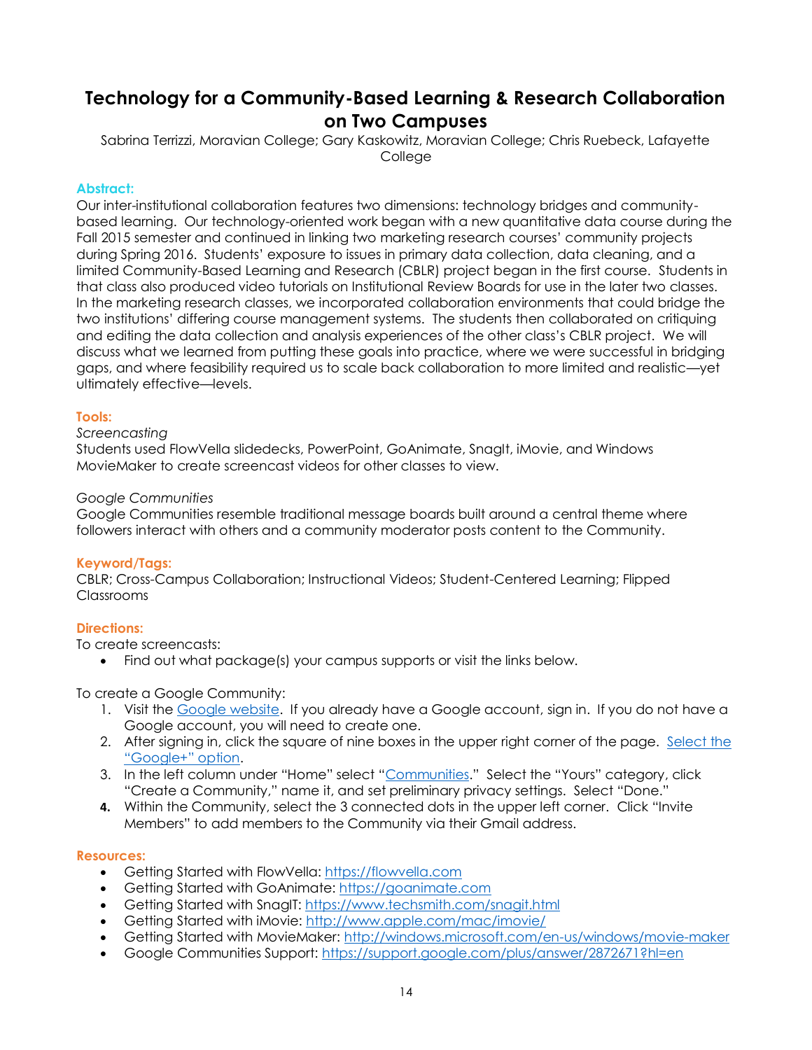# Technology for a Community-Based Learning & Research Collaboration on Two Campuses

Sabrina Terrizzi, Moravian College; Gary Kaskowitz, Moravian College; Chris Ruebeck, Lafayette College

**Abstract:**

Our inter-institutional collaboration features two dimensions: technology bridges and community-based learning. Our technology-oriented work began with a new quantitative data course during the Fall 2015 semester and continued in linking two marketing research courses' community projects during Spring 2016. Students' exposure to issues in primary data collection, data cleaning, and a limited Community-Based Learning and Research (CBLR) project began in the first course. Students in that class also produced video tutorials on Institutional Review Boards for use in the later two classes. In the marketing research classes, we incorporated collaboration environments that could bridge the two institutions' differing course management systems. The students then collaborated on critiquing and editing the data collection and analysis experiences of the other class's CBLR project. We will discuss what we learned from putting these goals into practice, where we were successful in bridging gaps, and where feasibility required us to scale back collaboration to more limited and realistic—yet ultimately effective—levels.

**Tools:**

*Screencasting*

Students used FlowVella slidedecks, PowerPoint, GoAnimate, SnagIt, iMovie, and Windows MovieMaker to create screencast videos for other classes to view.

*Google Communities*

Google Communities resemble traditional message boards built around a central theme where followers interact with others and a community moderator posts content to the Community.

**Keyword/Tags:**

CBLR; Cross-Campus Collaboration; Instructional Videos; Student-Centered Learning; Flipped Classrooms

**Directions:**

To create screencasts:

- Find out what package(s) your campus supports or visit the links below.

To create a Google Community:

1. Visit the Google website. If you already have a Google account, sign in. If you do not have a Google account, you will need to create one.
2. After signing in, click the square of nine boxes in the upper right corner of the page. Select the "Google+" option.
3. In the left column under "Home" select "Communities." Select the "Yours" category, click "Create a Community," name it, and set preliminary privacy settings. Select "Done."
4. Within the Community, select the 3 connected dots in the upper left corner. Click "Invite Members" to add members to the Community via their Gmail address.

**Resources:**

- Getting Started with FlowVella: https://flowvella.com
- Getting Started with GoAnimate: https://goanimate.com
- Getting Started with SnagIT: https://www.techsmith.com/snagit.html
- Getting Started with iMovie: http://www.apple.com/mac/imovie/
- Getting Started with MovieMaker: http://windows.microsoft.com/en-us/windows/movie-maker
- Google Communities Support: https://support.google.com/plus/answer/2872671?hl=en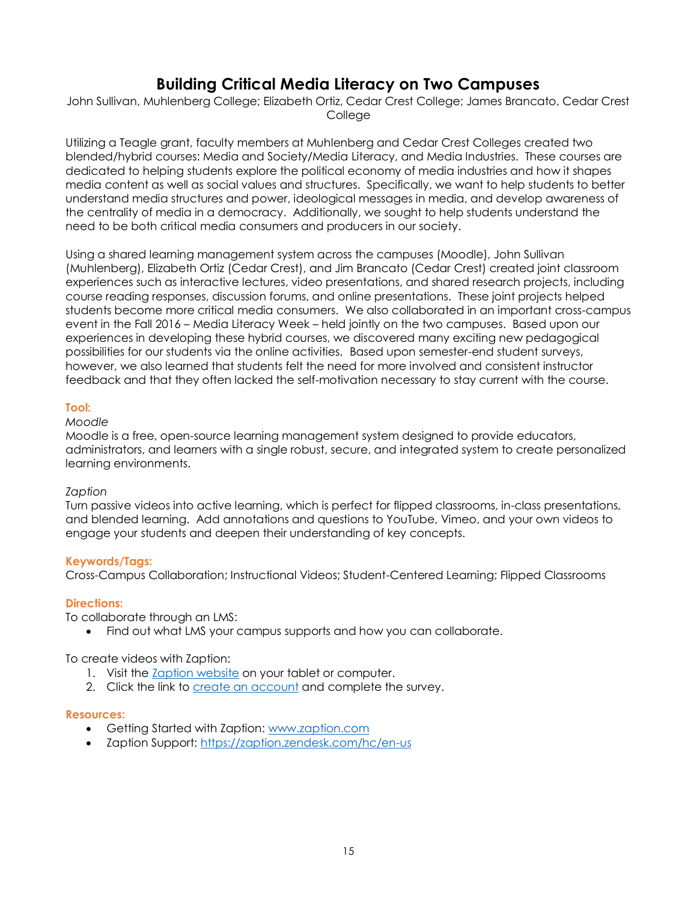# Building Critical Media Literacy on Two Campuses

John Sullivan, Muhlenberg College; Elizabeth Ortiz, Cedar Crest College; James Brancato, Cedar Crest College

Utilizing a Teagle grant, faculty members at Muhlenberg and Cedar Crest Colleges created two blended/hybrid courses: Media and Society/Media Literacy, and Media Industries. These courses are dedicated to helping students explore the political economy of media industries and how it shapes media content as well as social values and structures. Specifically, we want to help students to better understand media structures and power, ideological messages in media, and develop awareness of the centrality of media in a democracy. Additionally, we sought to help students understand the need to be both critical media consumers and producers in our society.

Using a shared learning management system across the campuses (Moodle), John Sullivan (Muhlenberg), Elizabeth Ortiz (Cedar Crest), and Jim Brancato (Cedar Crest) created joint classroom experiences such as interactive lectures, video presentations, and shared research projects, including course reading responses, discussion forums, and online presentations. These joint projects helped students become more critical media consumers. We also collaborated in an important cross-campus event in the Fall 2016 – Media Literacy Week – held jointly on the two campuses. Based upon our experiences in developing these hybrid courses, we discovered many exciting new pedagogical possibilities for our students via the online activities. Based upon semester-end student surveys, however, we also learned that students felt the need for more involved and consistent instructor feedback and that they often lacked the self-motivation necessary to stay current with the course.

### Tool:

*Moodle*
Moodle is a free, open-source learning management system designed to provide educators, administrators, and learners with a single robust, secure, and integrated system to create personalized learning environments.

*Zaption*
Turn passive videos into active learning, which is perfect for flipped classrooms, in-class presentations, and blended learning. Add annotations and questions to YouTube, Vimeo, and your own videos to engage your students and deepen their understanding of key concepts.

### Keywords/Tags:

Cross-Campus Collaboration; Instructional Videos; Student-Centered Learning; Flipped Classrooms

### Directions:

To collaborate through an LMS:

- Find out what LMS your campus supports and how you can collaborate.

To create videos with Zaption:

1. Visit the Zaption website on your tablet or computer.
2. Click the link to create an account and complete the survey.

### Resources:

- Getting Started with Zaption: www.zaption.com
- Zaption Support: https://zaption.zendesk.com/hc/en-us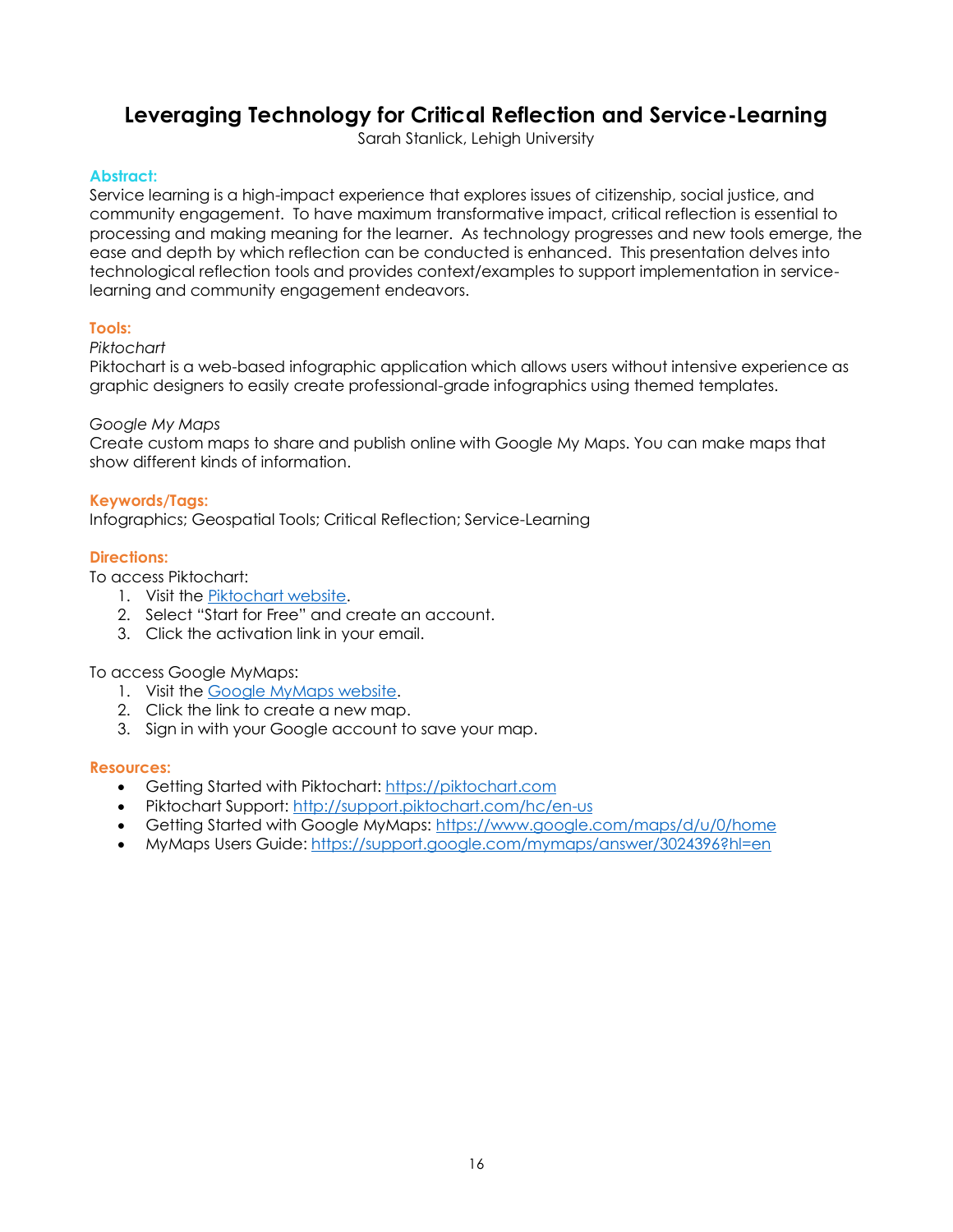# Leveraging Technology for Critical Reflection and Service-Learning

Sarah Stanlick, Lehigh University

### Abstract:

Service learning is a high-impact experience that explores issues of citizenship, social justice, and community engagement. To have maximum transformative impact, critical reflection is essential to processing and making meaning for the learner. As technology progresses and new tools emerge, the ease and depth by which reflection can be conducted is enhanced. This presentation delves into technological reflection tools and provides context/examples to support implementation in service-learning and community engagement endeavors.

### Tools:

*Piktochart*

Piktochart is a web-based infographic application which allows users without intensive experience as graphic designers to easily create professional-grade infographics using themed templates.

*Google My Maps*

Create custom maps to share and publish online with Google My Maps. You can make maps that show different kinds of information.

### Keywords/Tags:

Infographics; Geospatial Tools; Critical Reflection; Service-Learning

### Directions:

To access Piktochart:

1. Visit the Piktochart website.
2. Select "Start for Free" and create an account.
3. Click the activation link in your email.

To access Google MyMaps:

1. Visit the Google MyMaps website.
2. Click the link to create a new map.
3. Sign in with your Google account to save your map.

### Resources:

- Getting Started with Piktochart: https://piktochart.com
- Piktochart Support: http://support.piktochart.com/hc/en-us
- Getting Started with Google MyMaps: https://www.google.com/maps/d/u/0/home
- MyMaps Users Guide: https://support.google.com/mymaps/answer/3024396?hl=en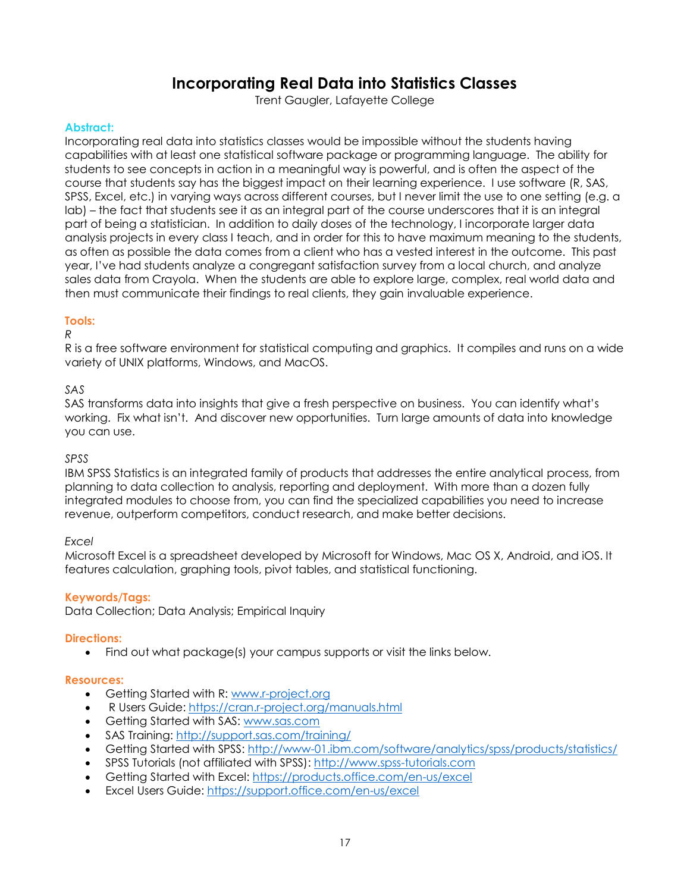# Incorporating Real Data into Statistics Classes

Trent Gaugler, Lafayette College

### Abstract:

Incorporating real data into statistics classes would be impossible without the students having capabilities with at least one statistical software package or programming language. The ability for students to see concepts in action in a meaningful way is powerful, and is often the aspect of the course that students say has the biggest impact on their learning experience. I use software (R, SAS, SPSS, Excel, etc.) in varying ways across different courses, but I never limit the use to one setting (e.g. a lab) – the fact that students see it as an integral part of the course underscores that it is an integral part of being a statistician. In addition to daily doses of the technology, I incorporate larger data analysis projects in every class I teach, and in order for this to have maximum meaning to the students, as often as possible the data comes from a client who has a vested interest in the outcome. This past year, I've had students analyze a congregant satisfaction survey from a local church, and analyze sales data from Crayola. When the students are able to explore large, complex, real world data and then must communicate their findings to real clients, they gain invaluable experience.

### Tools:

*R*

R is a free software environment for statistical computing and graphics. It compiles and runs on a wide variety of UNIX platforms, Windows, and MacOS.

*SAS*

SAS transforms data into insights that give a fresh perspective on business. You can identify what's working. Fix what isn't. And discover new opportunities. Turn large amounts of data into knowledge you can use.

*SPSS*

IBM SPSS Statistics is an integrated family of products that addresses the entire analytical process, from planning to data collection to analysis, reporting and deployment. With more than a dozen fully integrated modules to choose from, you can find the specialized capabilities you need to increase revenue, outperform competitors, conduct research, and make better decisions.

*Excel*

Microsoft Excel is a spreadsheet developed by Microsoft for Windows, Mac OS X, Android, and iOS. It features calculation, graphing tools, pivot tables, and statistical functioning.

### Keywords/Tags:

Data Collection; Data Analysis; Empirical Inquiry

### Directions:

- Find out what package(s) your campus supports or visit the links below.

### Resources:

- Getting Started with R: [www.r-project.org](www.r-project.org)
- R Users Guide: [https://cran.r-project.org/manuals.html](https://cran.r-project.org/manuals.html)
- Getting Started with SAS: [www.sas.com](www.sas.com)
- SAS Training: [http://support.sas.com/training/](http://support.sas.com/training/)
- Getting Started with SPSS: [http://www-01.ibm.com/software/analytics/spss/products/statistics/](http://www-01.ibm.com/software/analytics/spss/products/statistics/)
- SPSS Tutorials (not affiliated with SPSS): [http://www.spss-tutorials.com](http://www.spss-tutorials.com)
- Getting Started with Excel: [https://products.office.com/en-us/excel](https://products.office.com/en-us/excel)
- Excel Users Guide: [https://support.office.com/en-us/excel](https://support.office.com/en-us/excel)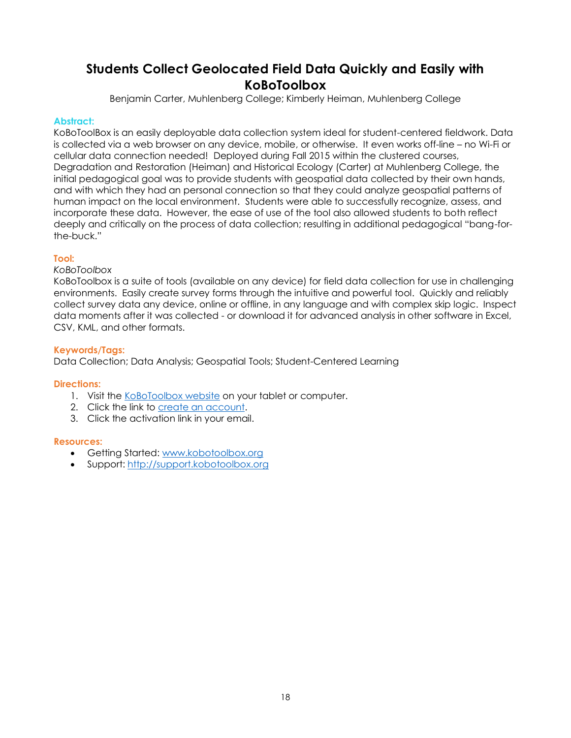# Students Collect Geolocated Field Data Quickly and Easily with KoBoToolbox

Benjamin Carter, Muhlenberg College; Kimberly Heiman, Muhlenberg College

**Abstract:**

KoBoToolBox is an easily deployable data collection system ideal for student-centered fieldwork. Data is collected via a web browser on any device, mobile, or otherwise. It even works off-line – no Wi-Fi or cellular data connection needed! Deployed during Fall 2015 within the clustered courses, Degradation and Restoration (Heiman) and Historical Ecology (Carter) at Muhlenberg College, the initial pedagogical goal was to provide students with geospatial data collected by their own hands, and with which they had an personal connection so that they could analyze geospatial patterns of human impact on the local environment. Students were able to successfully recognize, assess, and incorporate these data. However, the ease of use of the tool also allowed students to both reflect deeply and critically on the process of data collection; resulting in additional pedagogical "bang-for-the-buck."

**Tool:**

*KoBoToolbox*

KoBoToolbox is a suite of tools (available on any device) for field data collection for use in challenging environments. Easily create survey forms through the intuitive and powerful tool. Quickly and reliably collect survey data any device, online or offline, in any language and with complex skip logic. Inspect data moments after it was collected - or download it for advanced analysis in other software in Excel, CSV, KML, and other formats.

**Keywords/Tags:**

Data Collection; Data Analysis; Geospatial Tools; Student-Centered Learning

**Directions:**

1. Visit the KoBoToolbox website on your tablet or computer.
2. Click the link to create an account.
3. Click the activation link in your email.

**Resources:**

- Getting Started: www.kobotoolbox.org
- Support: http://support.kobotoolbox.org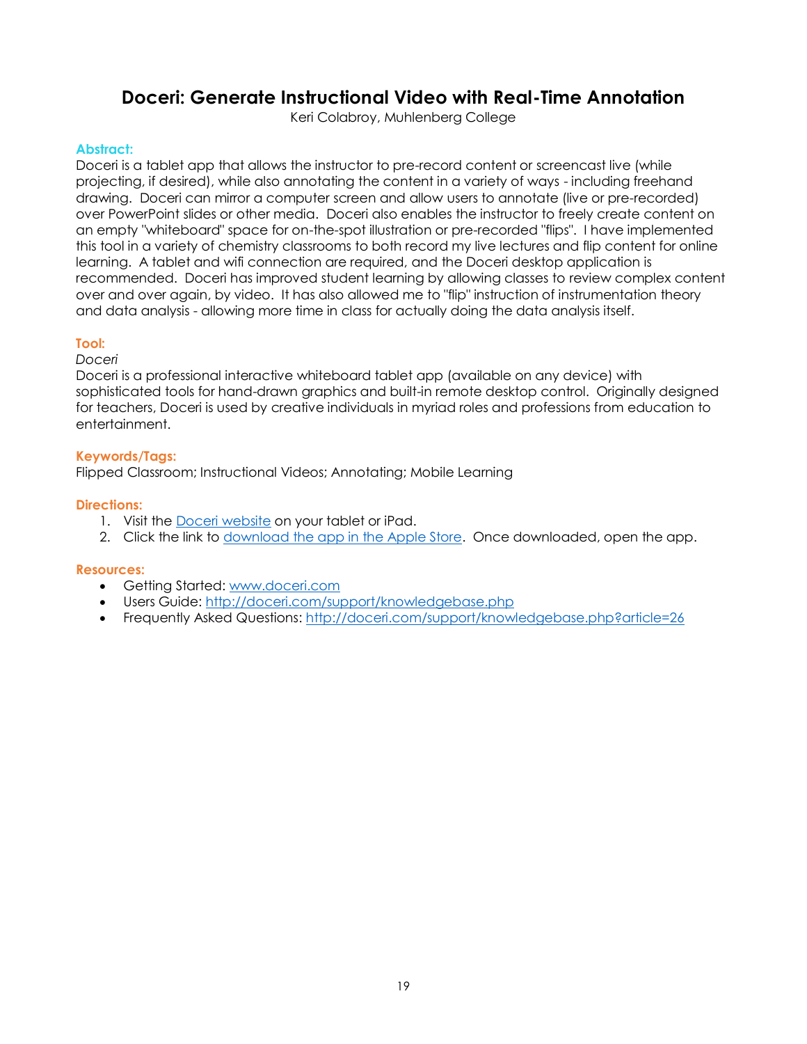# Doceri: Generate Instructional Video with Real-Time Annotation

Keri Colabroy, Muhlenberg College

### Abstract:

Doceri is a tablet app that allows the instructor to pre-record content or screencast live (while projecting, if desired), while also annotating the content in a variety of ways - including freehand drawing. Doceri can mirror a computer screen and allow users to annotate (live or pre-recorded) over PowerPoint slides or other media. Doceri also enables the instructor to freely create content on an empty "whiteboard" space for on-the-spot illustration or pre-recorded "flips". I have implemented this tool in a variety of chemistry classrooms to both record my live lectures and flip content for online learning. A tablet and wifi connection are required, and the Doceri desktop application is recommended. Doceri has improved student learning by allowing classes to review complex content over and over again, by video. It has also allowed me to "flip" instruction of instrumentation theory and data analysis - allowing more time in class for actually doing the data analysis itself.

### Tool:

*Doceri*

Doceri is a professional interactive whiteboard tablet app (available on any device) with sophisticated tools for hand-drawn graphics and built-in remote desktop control. Originally designed for teachers, Doceri is used by creative individuals in myriad roles and professions from education to entertainment.

### Keywords/Tags:

Flipped Classroom; Instructional Videos; Annotating; Mobile Learning

### Directions:

1. Visit the Doceri website on your tablet or iPad.
2. Click the link to download the app in the Apple Store. Once downloaded, open the app.

### Resources:

- Getting Started: www.doceri.com
- Users Guide: http://doceri.com/support/knowledgebase.php
- Frequently Asked Questions: http://doceri.com/support/knowledgebase.php?article=26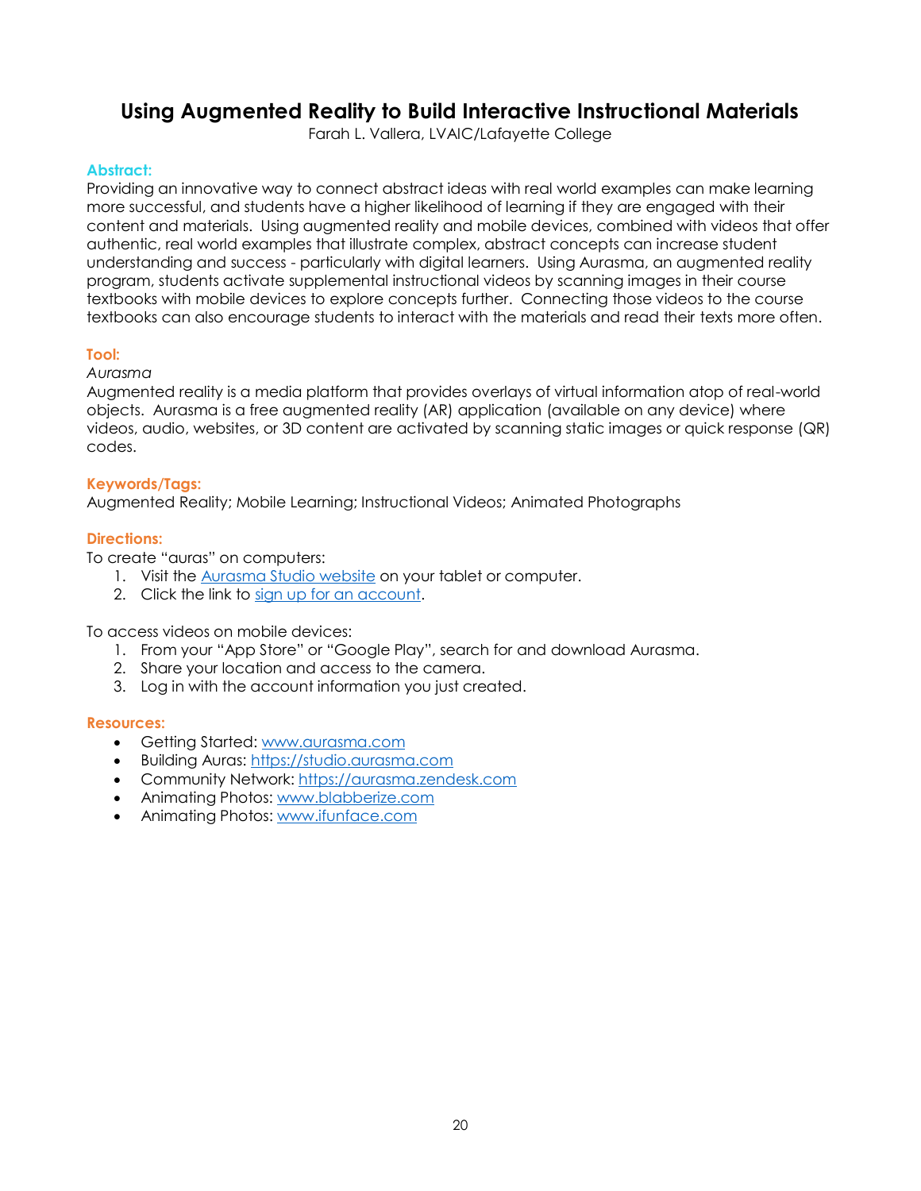# Using Augmented Reality to Build Interactive Instructional Materials

Farah L. Vallera, LVAIC/Lafayette College

**Abstract:**

Providing an innovative way to connect abstract ideas with real world examples can make learning more successful, and students have a higher likelihood of learning if they are engaged with their content and materials. Using augmented reality and mobile devices, combined with videos that offer authentic, real world examples that illustrate complex, abstract concepts can increase student understanding and success - particularly with digital learners. Using Aurasma, an augmented reality program, students activate supplemental instructional videos by scanning images in their course textbooks with mobile devices to explore concepts further. Connecting those videos to the course textbooks can also encourage students to interact with the materials and read their texts more often.

**Tool:**

*Aurasma*

Augmented reality is a media platform that provides overlays of virtual information atop of real-world objects. Aurasma is a free augmented reality (AR) application (available on any device) where videos, audio, websites, or 3D content are activated by scanning static images or quick response (QR) codes.

**Keywords/Tags:**

Augmented Reality; Mobile Learning; Instructional Videos; Animated Photographs

**Directions:**

To create "auras" on computers:

1. Visit the Aurasma Studio website on your tablet or computer.
2. Click the link to sign up for an account.

To access videos on mobile devices:

1. From your "App Store" or "Google Play", search for and download Aurasma.
2. Share your location and access to the camera.
3. Log in with the account information you just created.

**Resources:**

- Getting Started: www.aurasma.com
- Building Auras: https://studio.aurasma.com
- Community Network: https://aurasma.zendesk.com
- Animating Photos: www.blabberize.com
- Animating Photos: www.ifunface.com